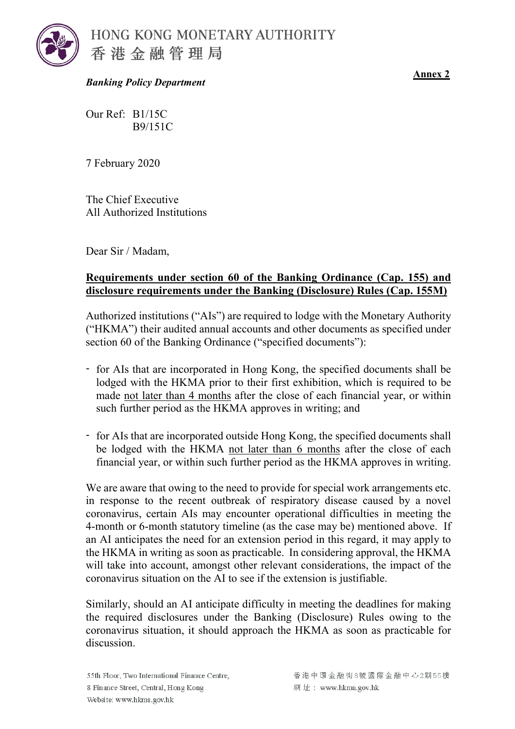HONG KONG MONETARY AUTHORITY
香港金融管理局

**Annex 2**

***Banking Policy Department***

Our Ref: B1/15C
B9/151C

7 February 2020

The Chief Executive
All Authorized Institutions

Dear Sir / Madam,

**Requirements under section 60 of the Banking Ordinance (Cap. 155) and disclosure requirements under the Banking (Disclosure) Rules (Cap. 155M)**

Authorized institutions ("AIs") are required to lodge with the Monetary Authority ("HKMA") their audited annual accounts and other documents as specified under section 60 of the Banking Ordinance ("specified documents"):

- for AIs that are incorporated in Hong Kong, the specified documents shall be lodged with the HKMA prior to their first exhibition, which is required to be made not later than 4 months after the close of each financial year, or within such further period as the HKMA approves in writing; and
- for AIs that are incorporated outside Hong Kong, the specified documents shall be lodged with the HKMA not later than 6 months after the close of each financial year, or within such further period as the HKMA approves in writing.

We are aware that owing to the need to provide for special work arrangements etc. in response to the recent outbreak of respiratory disease caused by a novel coronavirus, certain AIs may encounter operational difficulties in meeting the 4-month or 6-month statutory timeline (as the case may be) mentioned above. If an AI anticipates the need for an extension period in this regard, it may apply to the HKMA in writing as soon as practicable. In considering approval, the HKMA will take into account, amongst other relevant considerations, the impact of the coronavirus situation on the AI to see if the extension is justifiable.

Similarly, should an AI anticipate difficulty in meeting the deadlines for making the required disclosures under the Banking (Disclosure) Rules owing to the coronavirus situation, it should approach the HKMA as soon as practicable for discussion.

55th Floor, Two International Finance Centre,
8 Finance Street, Central, Hong Kong
Website: www.hkma.gov.hk

香港中環金融街8號國際金融中心2期55樓
網址： www.hkma.gov.hk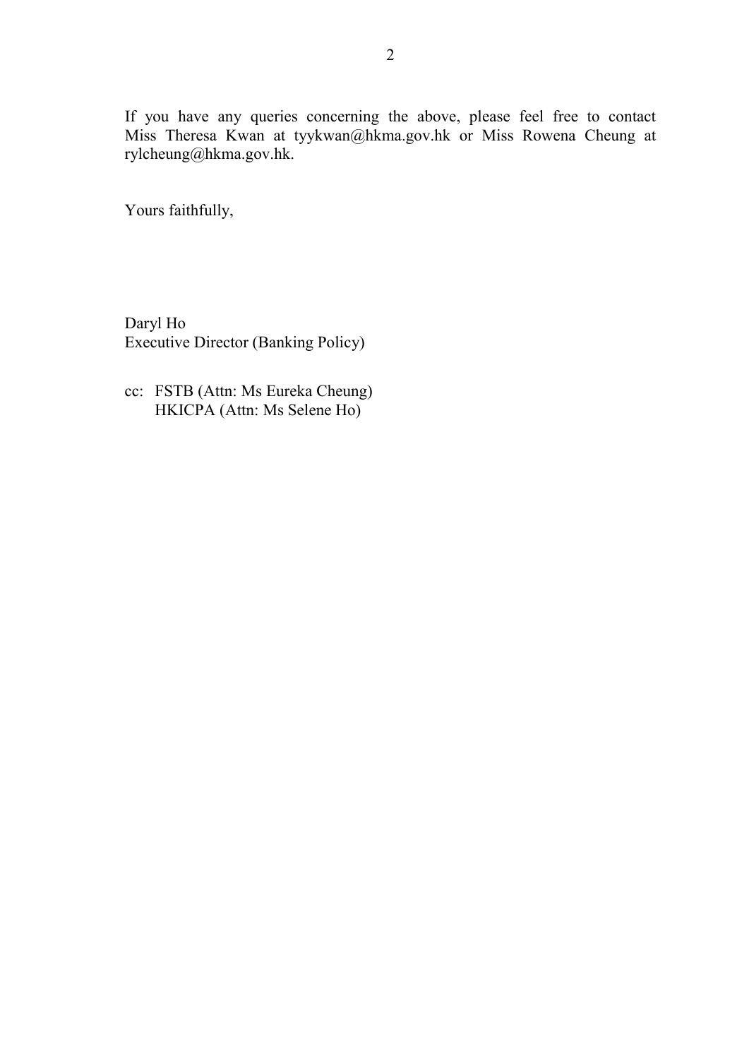If you have any queries concerning the above, please feel free to contact Miss Theresa Kwan at tyykwan@hkma.gov.hk or Miss Rowena Cheung at rylcheung@hkma.gov.hk.

Yours faithfully,

Daryl Ho
Executive Director (Banking Policy)

cc: FSTB (Attn: Ms Eureka Cheung)
HKICPA (Attn: Ms Selene Ho)